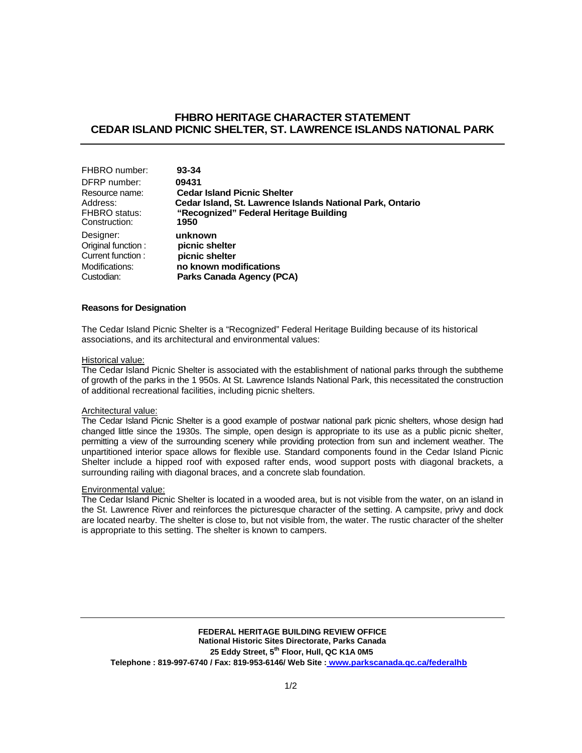# FHBRO HERITAGE CHARACTER STATEMENT
# CEDAR ISLAND PICNIC SHELTER, ST. LAWRENCE ISLANDS NATIONAL PARK

| | |
|---|---|
| FHBRO number: | **93-34** |
| DFRP number: | **09431** |
| Resource name: | **Cedar Island Picnic Shelter** |
| Address: | **Cedar Island, St. Lawrence Islands National Park, Ontario** |
| FHBRO status: | **"Recognized" Federal Heritage Building** |
| Construction: | **1950** |
| Designer: | **unknown** |
| Original function : | **picnic shelter** |
| Current function : | **picnic shelter** |
| Modifications: | **no known modifications** |
| Custodian: | **Parks Canada Agency (PCA)** |

**Reasons for Designation**

The Cedar Island Picnic Shelter is a "Recognized" Federal Heritage Building because of its historical associations, and its architectural and environmental values:

Historical value:
The Cedar Island Picnic Shelter is associated with the establishment of national parks through the subtheme of growth of the parks in the 1 950s. At St. Lawrence Islands National Park, this necessitated the construction of additional recreational facilities, including picnic shelters.

Architectural value:
The Cedar Island Picnic Shelter is a good example of postwar national park picnic shelters, whose design had changed little since the 1930s. The simple, open design is appropriate to its use as a public picnic shelter, permitting a view of the surrounding scenery while providing protection from sun and inclement weather. The unpartitioned interior space allows for flexible use. Standard components found in the Cedar Island Picnic Shelter include a hipped roof with exposed rafter ends, wood support posts with diagonal brackets, a surrounding railing with diagonal braces, and a concrete slab foundation.

Environmental value:
The Cedar Island Picnic Shelter is located in a wooded area, but is not visible from the water, on an island in the St. Lawrence River and reinforces the picturesque character of the setting. A campsite, privy and dock are located nearby. The shelter is close to, but not visible from, the water. The rustic character of the shelter is appropriate to this setting. The shelter is known to campers.

**FEDERAL HERITAGE BUILDING REVIEW OFFICE**
**National Historic Sites Directorate, Parks Canada**
**25 Eddy Street, 5th Floor, Hull, QC K1A 0M5**
**Telephone : 819-997-6740 / Fax: 819-953-6146/ Web Site : www.parkscanada.gc.ca/federalhb**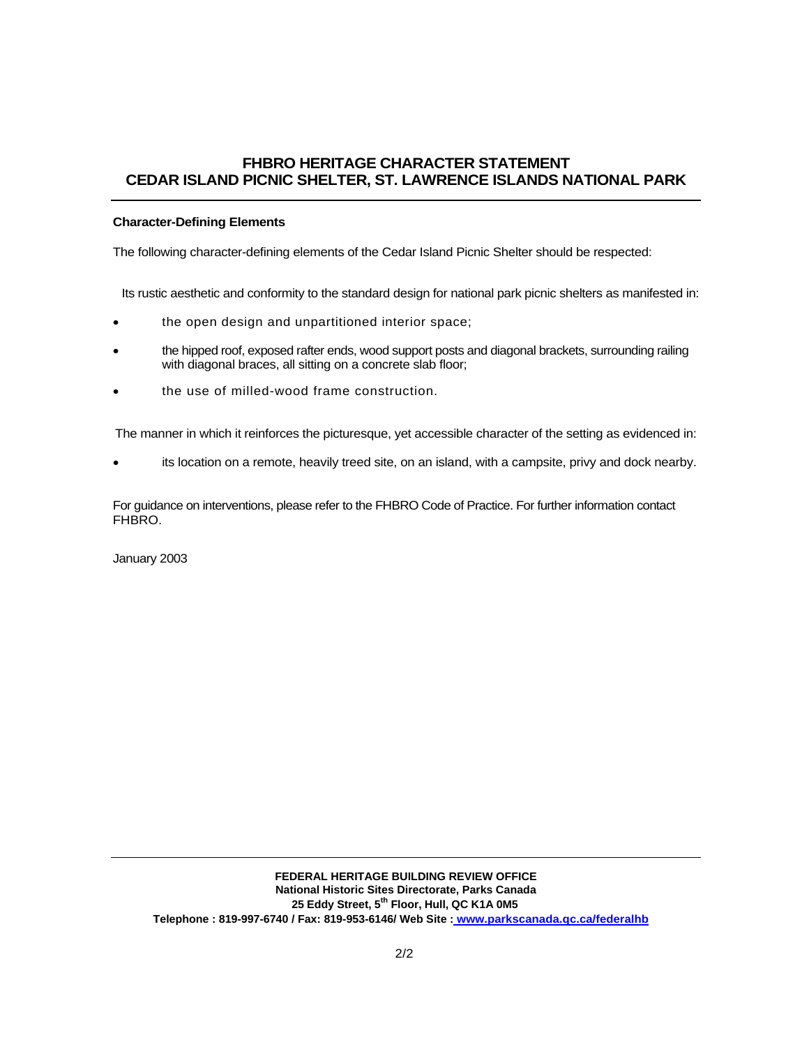## FHBRO HERITAGE CHARACTER STATEMENT
## CEDAR ISLAND PICNIC SHELTER, ST. LAWRENCE ISLANDS NATIONAL PARK

**Character-Defining Elements**

The following character-defining elements of the Cedar Island Picnic Shelter should be respected:

Its rustic aesthetic and conformity to the standard design for national park picnic shelters as manifested in:

- the open design and unpartitioned interior space;
- the hipped roof, exposed rafter ends, wood support posts and diagonal brackets, surrounding railing with diagonal braces, all sitting on a concrete slab floor;
- the use of milled-wood frame construction.

The manner in which it reinforces the picturesque, yet accessible character of the setting as evidenced in:

- its location on a remote, heavily treed site, on an island, with a campsite, privy and dock nearby.

For guidance on interventions, please refer to the FHBRO Code of Practice. For further information contact FHBRO.

January 2003

**FEDERAL HERITAGE BUILDING REVIEW OFFICE**
**National Historic Sites Directorate, Parks Canada**
**25 Eddy Street, 5th Floor, Hull, QC K1A 0M5**
**Telephone : 819-997-6740 / Fax: 819-953-6146/ Web Site : www.parkscanada.gc.ca/federalhb**